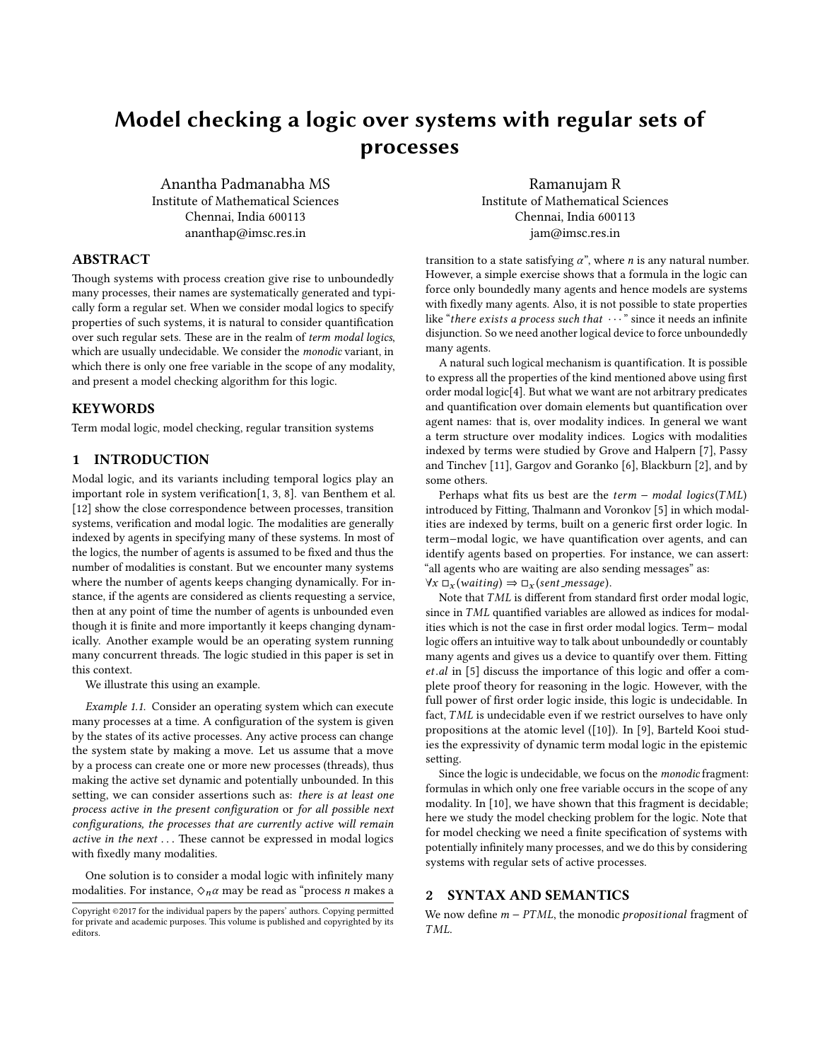# Model checking a logic over systems with regular sets of processes

Anantha Padmanabha MS
Institute of Mathematical Sciences
Chennai, India 600113
ananthap@imsc.res.in

Ramanujam R
Institute of Mathematical Sciences
Chennai, India 600113
jam@imsc.res.in

## ABSTRACT

Though systems with process creation give rise to unboundedly many processes, their names are systematically generated and typically form a regular set. When we consider modal logics to specify properties of such systems, it is natural to consider quantification over such regular sets. These are in the realm of *term modal logics*, which are usually undecidable. We consider the *monodic* variant, in which there is only one free variable in the scope of any modality, and present a model checking algorithm for this logic.

## KEYWORDS

Term modal logic, model checking, regular transition systems

## 1 INTRODUCTION

Modal logic, and its variants including temporal logics play an important role in system verification[1, 3, 8]. van Benthem et al. [12] show the close correspondence between processes, transition systems, verification and modal logic. The modalities are generally indexed by agents in specifying many of these systems. In most of the logics, the number of agents is assumed to be fixed and thus the number of modalities is constant. But we encounter many systems where the number of agents keeps changing dynamically. For instance, if the agents are considered as clients requesting a service, then at any point of time the number of agents is unbounded even though it is finite and more importantly it keeps changing dynamically. Another example would be an operating system running many concurrent threads. The logic studied in this paper is set in this context.

We illustrate this using an example.

*Example 1.1.* Consider an operating system which can execute many processes at a time. A configuration of the system is given by the states of its active processes. Any active process can change the system state by making a move. Let us assume that a move by a process can create one or more new processes (threads), thus making the active set dynamic and potentially unbounded. In this setting, we can consider assertions such as: *there is at least one process active in the present configuration* or *for all possible next configurations, the processes that are currently active will remain active in the next* . . . These cannot be expressed in modal logics with fixedly many modalities.

One solution is to consider a modal logic with infinitely many modalities. For instance, $\Diamond_n \alpha$ may be read as "process $n$ makes a transition to a state satisfying $\alpha$", where $n$ is any natural number. However, a simple exercise shows that a formula in the logic can force only boundedly many agents and hence models are systems with fixedly many agents. Also, it is not possible to state properties like "*there exists a process such that* $\cdots$" since it needs an infinite disjunction. So we need another logical device to force unboundedly many agents.

A natural such logical mechanism is quantification. It is possible to express all the properties of the kind mentioned above using first order modal logic[4]. But what we want are not arbitrary predicates and quantification over domain elements but quantification over agent names: that is, over modality indices. In general we want a term structure over modality indices. Logics with modalities indexed by terms were studied by Grove and Halpern [7], Passy and Tinchev [11], Gargov and Goranko [6], Blackburn [2], and by some others.

Perhaps what fits us best are the *term* − *modal logics*($TML$) introduced by Fitting, Thalmann and Voronkov [5] in which modalities are indexed by terms, built on a generic first order logic. In term−modal logic, we have quantification over agents, and can identify agents based on properties. For instance, we can assert: "all agents who are waiting are also sending messages" as:
$\forall x\ \Box_x(waiting) \Rightarrow \Box_x(sent\_message)$.

Note that $TML$ is different from standard first order modal logic, since in $TML$ quantified variables are allowed as indices for modalities which is not the case in first order modal logics. Term− modal logic offers an intuitive way to talk about unboundedly or countably many agents and gives us a device to quantify over them. Fitting *et.al* in [5] discuss the importance of this logic and offer a complete proof theory for reasoning in the logic. However, with the full power of first order logic inside, this logic is undecidable. In fact, $TML$ is undecidable even if we restrict ourselves to have only propositions at the atomic level ([10]). In [9], Barteld Kooi studies the expressivity of dynamic term modal logic in the epistemic setting.

Since the logic is undecidable, we focus on the *monodic* fragment: formulas in which only one free variable occurs in the scope of any modality. In [10], we have shown that this fragment is decidable; here we study the model checking problem for the logic. Note that for model checking we need a finite specification of systems with potentially infinitely many processes, and we do this by considering systems with regular sets of active processes.

## 2 SYNTAX AND SEMANTICS

We now define $m - PTML$, the monodic *propositional* fragment of $TML$.

Copyright ©2017 for the individual papers by the papers' authors. Copying permitted for private and academic purposes. This volume is published and copyrighted by its editors.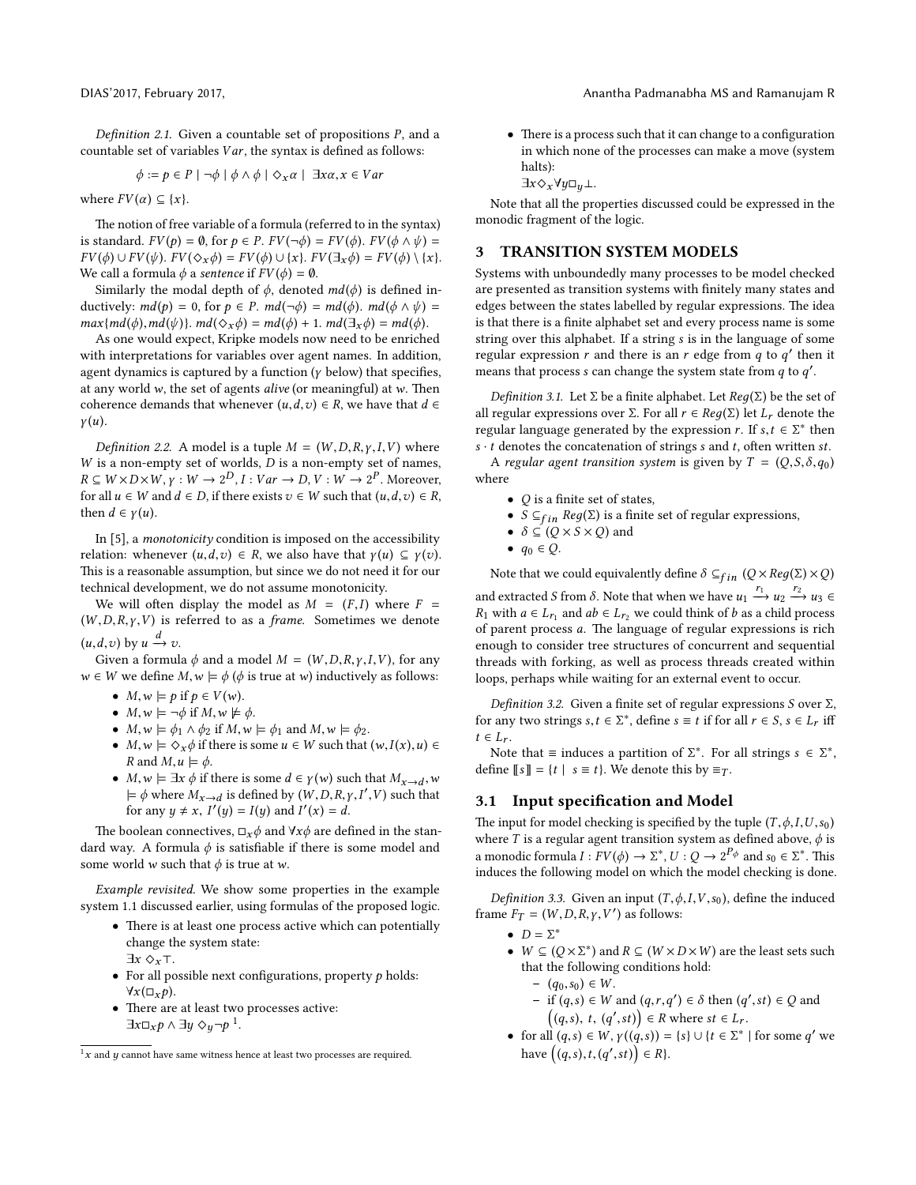*Definition 2.1.* Given a countable set of propositions $P$, and a countable set of variables $Var$, the syntax is defined as follows:

$$\phi := p \in P \mid \neg\phi \mid \phi \wedge \phi \mid \Diamond_x \alpha \mid \exists x \alpha, x \in Var$$

where $FV(\alpha) \subseteq \{x\}$.

The notion of free variable of a formula (referred to in the syntax) is standard. $FV(p) = \emptyset$, for $p \in P$. $FV(\neg\phi) = FV(\phi)$. $FV(\phi \wedge \psi) = FV(\phi) \cup FV(\psi)$. $FV(\Diamond_x \phi) = FV(\phi) \cup \{x\}$. $FV(\exists_x \phi) = FV(\phi) \setminus \{x\}$. We call a formula $\phi$ a *sentence* if $FV(\phi) = \emptyset$.

Similarly the modal depth of $\phi$, denoted $md(\phi)$ is defined inductively: $md(p) = 0$, for $p \in P$. $md(\neg\phi) = md(\phi)$. $md(\phi \wedge \psi) = max\{md(\phi), md(\psi)\}$. $md(\Diamond_x \phi) = md(\phi) + 1$. $md(\exists_x \phi) = md(\phi)$.

As one would expect, Kripke models now need to be enriched with interpretations for variables over agent names. In addition, agent dynamics is captured by a function ($\gamma$ below) that specifies, at any world $w$, the set of agents *alive* (or meaningful) at $w$. Then coherence demands that whenever $(u, d, v) \in R$, we have that $d \in \gamma(u)$.

*Definition 2.2.* A model is a tuple $M = (W, D, R, \gamma, I, V)$ where $W$ is a non-empty set of worlds, $D$ is a non-empty set of names, $R \subseteq W \times D \times W$, $\gamma : W \to 2^D$, $I : Var \to D$, $V : W \to 2^P$. Moreover, for all $u \in W$ and $d \in D$, if there exists $v \in W$ such that $(u, d, v) \in R$, then $d \in \gamma(u)$.

In [5], a *monotonicity* condition is imposed on the accessibility relation: whenever $(u, d, v) \in R$, we also have that $\gamma(u) \subseteq \gamma(v)$. This is a reasonable assumption, but since we do not need it for our technical development, we do not assume monotonicity.

We will often display the model as $M = (F, I)$ where $F = (W, D, R, \gamma, V)$ is referred to as a *frame*. Sometimes we denote $(u, d, v)$ by $u \xrightarrow{d} v$.

Given a formula $\phi$ and a model $M = (W, D, R, \gamma, I, V)$, for any $w \in W$ we define $M, w \models \phi$ ($\phi$ is true at $w$) inductively as follows:

- $M, w \models p$ if $p \in V(w)$.
- $M, w \models \neg\phi$ if $M, w \not\models \phi$.
- $M, w \models \phi_1 \wedge \phi_2$ if $M, w \models \phi_1$ and $M, w \models \phi_2$.
- $M, w \models \Diamond_x \phi$ if there is some $u \in W$ such that $(w, I(x), u) \in R$ and $M, u \models \phi$.
- $M, w \models \exists x\, \phi$ if there is some $d \in \gamma(w)$ such that $M_{x \to d}, w \models \phi$ where $M_{x \to d}$ is defined by $(W, D, R, \gamma, I', V)$ such that for any $y \neq x$, $I'(y) = I(y)$ and $I'(x) = d$.

The boolean connectives, $\Box_x \phi$ and $\forall x \phi$ are defined in the standard way. A formula $\phi$ is satisfiable if there is some model and some world $w$ such that $\phi$ is true at $w$.

*Example revisited.* We show some properties in the example system 1.1 discussed earlier, using formulas of the proposed logic.

- There is at least one process active which can potentially change the system state:
  $\exists x\, \Diamond_x \top$.
- For all possible next configurations, property $p$ holds:
  $\forall x (\Box_x p)$.
- There are at least two processes active:
  $\exists x \Box_x p \wedge \exists y\, \Diamond_y \neg p$ [1].
- There is a process such that it can change to a configuration in which none of the processes can make a move (system halts):
  $\exists x \Diamond_x \forall y \Box_y \bot$.

Note that all the properties discussed could be expressed in the monodic fragment of the logic.

## 3 TRANSITION SYSTEM MODELS

Systems with unboundedly many processes to be model checked are presented as transition systems with finitely many states and edges between the states labelled by regular expressions. The idea is that there is a finite alphabet set and every process name is some string over this alphabet. If a string $s$ is in the language of some regular expression $r$ and there is an $r$ edge from $q$ to $q'$ then it means that process $s$ can change the system state from $q$ to $q'$.

*Definition 3.1.* Let $\Sigma$ be a finite alphabet. Let $Reg(\Sigma)$ be the set of all regular expressions over $\Sigma$. For all $r \in Reg(\Sigma)$ let $L_r$ denote the regular language generated by the expression $r$. If $s, t \in \Sigma^*$ then $s \cdot t$ denotes the concatenation of strings $s$ and $t$, often written $st$.

A *regular agent transition system* is given by $T = (Q, S, \delta, q_0)$ where

- $Q$ is a finite set of states,
- $S \subseteq_{fin} Reg(\Sigma)$ is a finite set of regular expressions,
- $\delta \subseteq (Q \times S \times Q)$ and
- $q_0 \in Q$.

Note that we could equivalently define $\delta \subseteq_{fin} (Q \times Reg(\Sigma) \times Q)$ and extracted $S$ from $\delta$. Note that when we have $u_1 \xrightarrow{r_1} u_2 \xrightarrow{r_2} u_3 \in R_1$ with $a \in L_{r_1}$ and $ab \in L_{r_2}$ we could think of $b$ as a child process of parent process $a$. The language of regular expressions is rich enough to consider tree structures of concurrent and sequential threads with forking, as well as process threads created within loops, perhaps while waiting for an external event to occur.

*Definition 3.2.* Given a finite set of regular expressions $S$ over $\Sigma$, for any two strings $s, t \in \Sigma^*$, define $s \equiv t$ if for all $r \in S$, $s \in L_r$ iff $t \in L_r$.

Note that $\equiv$ induces a partition of $\Sigma^*$. For all strings $s \in \Sigma^*$, define $[\![s]\!] = \{t \mid s \equiv t\}$. We denote this by $\equiv_T$.

### 3.1 Input specification and Model

The input for model checking is specified by the tuple $(T, \phi, I, U, s_0)$ where $T$ is a regular agent transition system as defined above, $\phi$ is a monodic formula $I : FV(\phi) \to \Sigma^*$, $U : Q \to 2^{P_\phi}$ and $s_0 \in \Sigma^*$. This induces the following model on which the model checking is done.

*Definition 3.3.* Given an input $(T, \phi, I, V, s_0)$, define the induced frame $F_T = (W, D, R, \gamma, V')$ as follows:

- $D = \Sigma^*$
- $W \subseteq (Q \times \Sigma^*)$ and $R \subseteq (W \times D \times W)$ are the least sets such that the following conditions hold:
  - $(q_0, s_0) \in W$.
  - if $(q, s) \in W$ and $(q, r, q') \in \delta$ then $(q', st) \in Q$ and $\big((q, s),\ t,\ (q', st)\big) \in R$ where $st \in L_r$.
- for all $(q, s) \in W$, $\gamma((q, s)) = \{s\} \cup \{t \in \Sigma^* \mid$ for some $q'$ we have $\big((q, s), t, (q', st)\big) \in R\}$.

[1] $x$ and $y$ cannot have same witness hence at least two processes are required.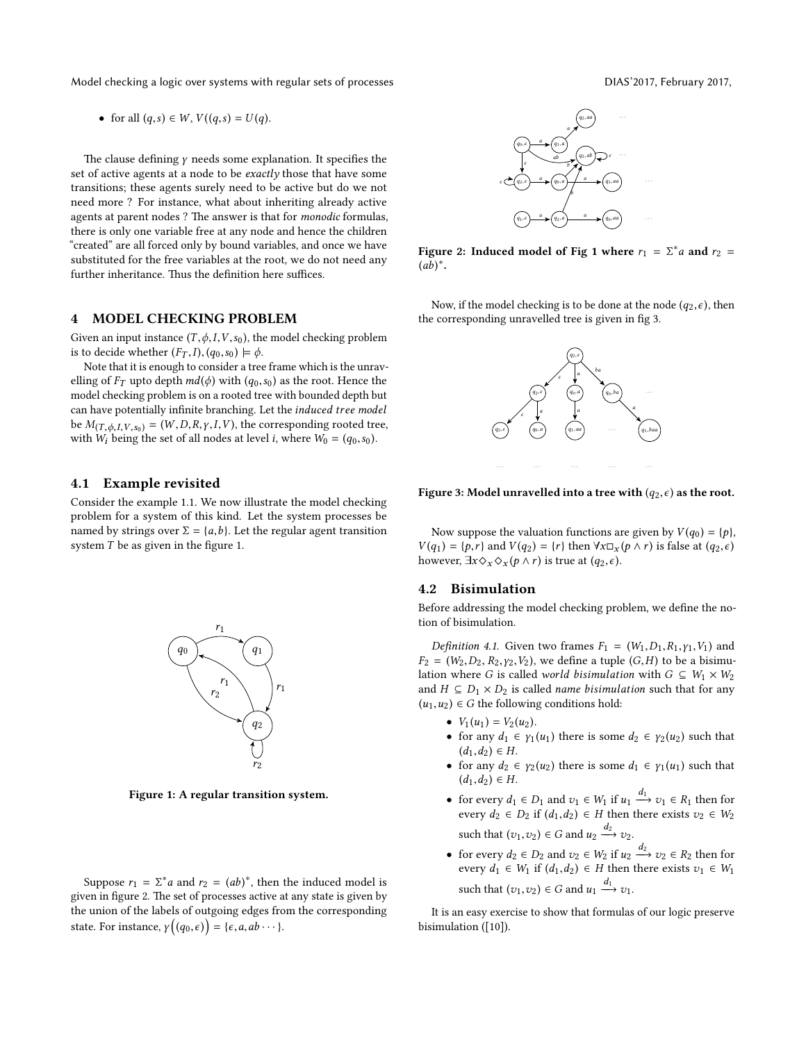- for all $(q,s) \in W$, $V((q,s) = U(q)$.

The clause defining $\gamma$ needs some explanation. It specifies the set of active agents at a node to be *exactly* those that have some transitions; these agents surely need to be active but do we not need more ? For instance, what about inheriting already active agents at parent nodes ? The answer is that for *monodic* formulas, there is only one variable free at any node and hence the children "created" are all forced only by bound variables, and once we have substituted for the free variables at the root, we do not need any further inheritance. Thus the definition here suffices.

## 4 MODEL CHECKING PROBLEM

Given an input instance $(T, \phi, I, V, s_0)$, the model checking problem is to decide whether $(F_T, I), (q_0, s_0) \models \phi$.

Note that it is enough to consider a tree frame which is the unravelling of $F_T$ upto depth $md(\phi)$ with $(q_0, s_0)$ as the root. Hence the model checking problem is on a rooted tree with bounded depth but can have potentially infinite branching. Let the *induced tree model* be $M_{(T,\phi,I,V,s_0)} = (W, D, R, \gamma, I, V)$, the corresponding rooted tree, with $W_i$ being the set of all nodes at level $i$, where $W_0 = (q_0, s_0)$.

### 4.1 Example revisited

Consider the example 1.1. We now illustrate the model checking problem for a system of this kind. Let the system processes be named by strings over $\Sigma = \{a, b\}$. Let the regular agent transition system $T$ be as given in the figure 1.

**Figure 1: A regular transition system.**

Suppose $r_1 = \Sigma^* a$ and $r_2 = (ab)^*$, then the induced model is given in figure 2. The set of processes active at any state is given by the union of the labels of outgoing edges from the corresponding state. For instance, $\gamma\Big((q_0, \epsilon)\Big) = \{\epsilon, a, ab \cdots\}$.

**Figure 2: Induced model of Fig 1 where $r_1 = \Sigma^* a$ and $r_2 = (ab)^*$.**

Now, if the model checking is to be done at the node $(q_2, \epsilon)$, then the corresponding unravelled tree is given in fig 3.

**Figure 3: Model unravelled into a tree with $(q_2, \epsilon)$ as the root.**

Now suppose the valuation functions are given by $V(q_0) = \{p\}$, $V(q_1) = \{p, r\}$ and $V(q_2) = \{r\}$ then $\forall x \Box_x (p \wedge r)$ is false at $(q_2, \epsilon)$ however, $\exists x \Diamond_x \Diamond_x (p \wedge r)$ is true at $(q_2, \epsilon)$.

### 4.2 Bisimulation

Before addressing the model checking problem, we define the notion of bisimulation.

*Definition 4.1.* Given two frames $F_1 = (W_1, D_1, R_1, \gamma_1, V_1)$ and $F_2 = (W_2, D_2, R_2, \gamma_2, V_2)$, we define a tuple $(G, H)$ to be a bisimulation where $G$ is called *world bisimulation* with $G \subseteq W_1 \times W_2$ and $H \subseteq D_1 \times D_2$ is called *name bisimulation* such that for any $(u_1, u_2) \in G$ the following conditions hold:

- $V_1(u_1) = V_2(u_2)$.
- for any $d_1 \in \gamma_1(u_1)$ there is some $d_2 \in \gamma_2(u_2)$ such that $(d_1, d_2) \in H$.
- for any $d_2 \in \gamma_2(u_2)$ there is some $d_1 \in \gamma_1(u_1)$ such that $(d_1, d_2) \in H$.
- for every $d_1 \in D_1$ and $v_1 \in W_1$ if $u_1 \xrightarrow{d_1} v_1 \in R_1$ then for every $d_2 \in D_2$ if $(d_1, d_2) \in H$ then there exists $v_2 \in W_2$ such that $(v_1, v_2) \in G$ and $u_2 \xrightarrow{d_2} v_2$.
- for every $d_2 \in D_2$ and $v_2 \in W_2$ if $u_2 \xrightarrow{d_2} v_2 \in R_2$ then for every $d_1 \in W_1$ if $(d_1, d_2) \in H$ then there exists $v_1 \in W_1$ such that $(v_1, v_2) \in G$ and $u_1 \xrightarrow{d_1} v_1$.

It is an easy exercise to show that formulas of our logic preserve bisimulation ([10]).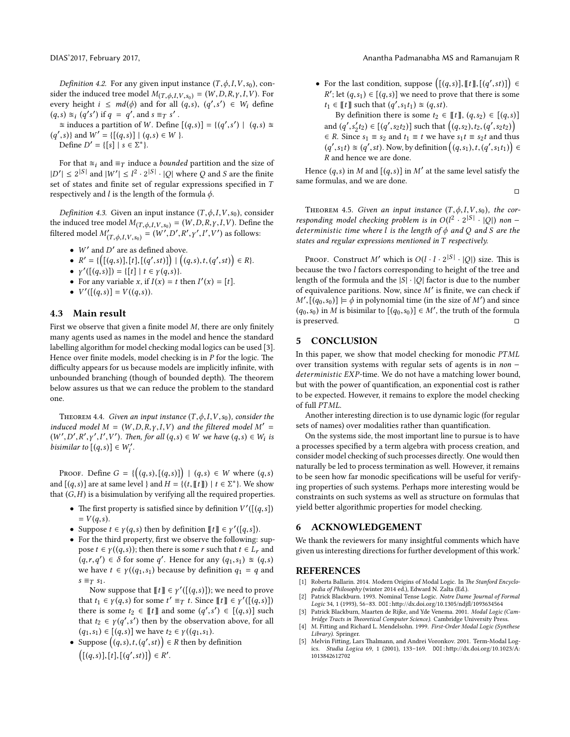*Definition 4.2.* For any given input instance $(T, \phi, I, V, s_0)$, consider the induced tree model $M_{(T,\phi,I,V,s_0)} = (W, D, R, \gamma, I, V)$. For every height $i \leq md(\phi)$ and for all $(q,s)$, $(q',s') \in W_i$ define $(q,s) \cong_i (q's')$ if $q = q'$, and $s \equiv_T s'$ .

$\cong$ induces a partition of $W$. Define $[(q,s)] = \{(q',s') \mid (q,s) \cong (q',s)\}$ and $W' = \{[(q,s)] \mid (q,s) \in W\}$.

Define $D' = \{[s] \mid s \in \Sigma^*\}$.

For that $\cong_i$ and $\equiv_T$ induce a *bounded* partition and the size of $|D'| \leq 2^{|S|}$ and $|W'| \leq l^2 \cdot 2^{|S|} \cdot |Q|$ where $Q$ and $S$ are the finite set of states and finite set of regular expressions specified in $T$ respectively and $l$ is the length of the formula $\phi$.

*Definition 4.3.* Given an input instance $(T, \phi, I, V, s_0)$, consider the induced tree model $M_{(T,\phi,I,V,s_0)} = (W, D, R, \gamma, I, V)$. Define the filtered model $M'_{(T,\phi,I,V,s_0)} = (W', D', R', \gamma', I', V')$ as follows:

- $W'$ and $D'$ are as defined above.
- $R' = \{\big([(q,s)], [t], [(q', st)]\big) \mid \big((q,s), t, (q', st)\big) \in R\}$.
- $\gamma'([(q,s)]) = \{[t] \mid t \in \gamma(q,s)\}$.
- For any variable $x$, if $I(x) = t$ then $I'(x) = [t]$.
- $V'([(q,s)] = V((q,s))$.

## 4.3 Main result

First we observe that given a finite model $M$, there are only finitely many agents used as names in the model and hence the standard labelling algorithm for model checking modal logics can be used [3]. Hence over finite models, model checking is in $P$ for the logic. The difficulty appears for us because models are implicitly infinite, with unbounded branching (though of bounded depth). The theorem below assures us that we can reduce the problem to the standard one.

Theorem 4.4. *Given an input instance $(T, \phi, I, V, s_0)$, consider the induced model $M = (W, D, R, \gamma, I, V)$ and the filtered model $M' = (W', D', R', \gamma', I', V')$. Then, for all $(q,s) \in W$ we have $(q,s) \in W_i$ is bisimilar to $[(q,s)] \in W'_i$.*

Proof. Define $G = \{\big((q,s), [(q,s)]\big) \mid (q,s) \in W$ where $(q,s)$ and $[(q,s)]$ are at same level $\}$ and $H = \{(t, [\![t]\!]) \mid t \in \Sigma^*\}$. We show that $(G, H)$ is a bisimulation by verifying all the required properties.

- The first property is satisfied since by definition $V'([(q,s])$ $= V(q,s)$.
- Suppose $t \in \gamma(q,s)$ then by definition $[\![t]\!] \in \gamma'([q,s])$.
- For the third property, first we observe the following: suppose $t \in \gamma((q,s))$; then there is some $r$ such that $t \in L_r$ and $(q, r, q') \in \delta$ for some $q'$. Hence for any $(q_1, s_1) \cong (q,s)$ we have $t \in \gamma((q_1, s_1)$ because by definition $q_1 = q$ and $s \equiv_T s_1$.

  Now suppose that $[\![t]\!] \in \gamma'([(q,s)])$; we need to prove that $t_1 \in \gamma(q,s)$ for some $t' \equiv_T t$. Since $[\![t]\!] \in \gamma'([(q,s)])$ there is some $t_2 \in [\![t]\!]$ and some $(q',s') \in [(q,s)]$ such that $t_2 \in \gamma(q',s')$ then by the observation above, for all $(q_1,s_1) \in [(q,s)]$ we have $t_2 \in \gamma((q_1,s_1)$.
- Suppose $\big((q,s), t, (q', st)\big) \in R$ then by definition $\big([(q,s)], [t], [(q', st)]\big) \in R'$.
- For the last condition, suppose $\big([(q,s)], [\![t]\!], [(q', st)]\big) \in R'$; let $(q, s_1) \in [(q,s)]$ we need to prove that there is some $t_1 \in [\![t]\!]$ such that $(q', s_1 t_1) \cong (q, st)$.

  By definition there is some $t_2 \in [\![t]\!]$, $(q, s_2) \in [(q,s)]$ and $(q', s'_2 t_2) \in [(q', s_2 t_2)]$ such that $\big((q, s_2), t_2, (q', s_2 t_2)\big) \in R$. Since $s_1 \equiv s_2$ and $t_1 \equiv t$ we have $s_1 t \equiv s_2 t$ and thus $(q', s_1 t) \cong (q', st)$. Now, by definition $\big((q, s_1), t, (q', s_1 t_1)\big) \in R$ and hence we are done.

Hence $(q,s)$ in $M$ and $[(q,s)]$ in $M'$ at the same level satisfy the same formulas, and we are done. ◻

Theorem 4.5. *Given an input instance $(T, \phi, I, V, s_0)$, the corresponding model checking problem is in $O(l^2 \cdot 2^{|S|} \cdot |Q|)$ non−deterministic time where $l$ is the length of $\phi$ and $Q$ and $S$ are the states and regular expressions mentioned in $T$ respectively.*

Proof. Construct $M'$ which is $O(l \cdot l \cdot 2^{|S|} \cdot |Q|)$ size. This is because the two $l$ factors corresponding to height of the tree and length of the formula and the $|S| \cdot |Q|$ factor is due to the number of equivalence paritions. Now, since $M'$ is finite, we can check if $M', [(q_0, s_0)] \models \phi$ in polynomial time (in the size of $M'$) and since $(q_0, s_0)$ in $M$ is bisimilar to $[(q_0, s_0)] \in M'$, the truth of the formula is preserved. ◻

## 5 CONCLUSION

In this paper, we show that model checking for monodic *PTML* over transition systems with regular sets of agents is in *non − deterministic EXP*-time. We do not have a matching lower bound, but with the power of quantification, an exponential cost is rather to be expected. However, it remains to explore the model checking of full *PTML*.

Another interesting direction is to use dynamic logic (for regular sets of names) over modalities rather than quantification.

On the systems side, the most important line to pursue is to have a processes specified by a term algebra with process creation, and consider model checking of such processes directly. One would then naturally be led to process termination as well. However, it remains to be seen how far monodic specifications will be useful for verifying properties of such systems. Perhaps more interesting would be constraints on such systems as well as structure on formulas that yield better algorithmic properties for model checking.

## 6 ACKNOWLEDGEMENT

We thank the reviewers for many insightful comments which have given us interesting directions for further development of this work.'

## REFERENCES

[1] Roberta Ballarin. 2014. Modern Origins of Modal Logic. In *The Stanford Encyclopedia of Philosophy* (winter 2014 ed.), Edward N. Zalta (Ed.).

[2] Patrick Blackburn. 1993. Nominal Tense Logic. *Notre Dame Journal of Formal Logic* 34, 1 (1993), 56–83. DOI:http://dx.doi.org/10.1305/ndjfl/1093634564

[3] Patrick Blackburn, Maarten de Rijke, and Yde Venema. 2001. *Modal Logic (Cambridge Tracts in Theoretical Computer Science)*. Cambridge University Press.

[4] M. Fitting and Richard L. Mendelsohn. 1999. *First-Order Modal Logic (Synthese Library)*. Springer.

[5] Melvin Fitting, Lars Thalmann, and Andrei Voronkov. 2001. Term-Modal Logics. *Studia Logica* 69, 1 (2001), 133–169. DOI:http://dx.doi.org/10.1023/A:1013842612702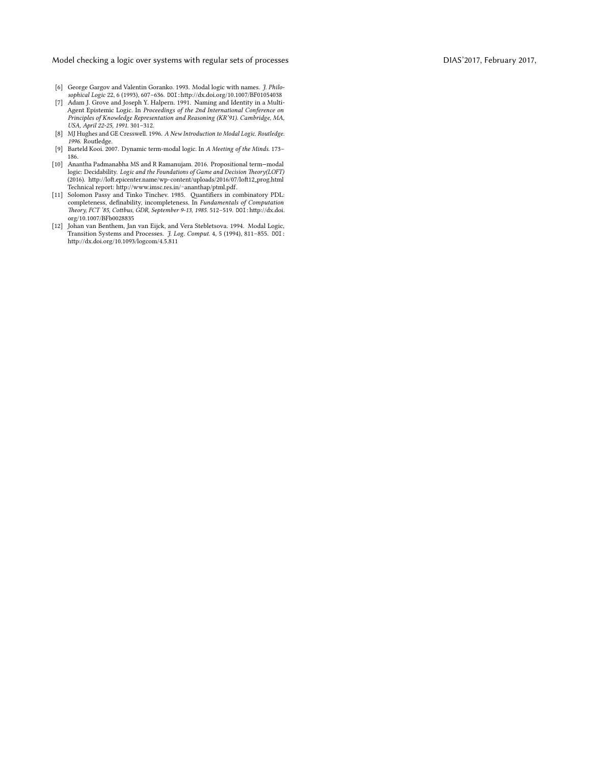[6] George Gargov and Valentin Goranko. 1993. Modal logic with names. *J. Philosophical Logic* 22, 6 (1993), 607–636. DOI: http://dx.doi.org/10.1007/BF01054038

[7] Adam J. Grove and Joseph Y. Halpern. 1991. Naming and Identity in a Multi-Agent Epistemic Logic. In *Proceedings of the 2nd International Conference on Principles of Knowledge Representation and Reasoning (KR'91). Cambridge, MA, USA, April 22-25, 1991.* 301–312.

[8] MJ Hughes and GE Cresswell. 1996. *A New Introduction to Modal Logic. Routledge. 1996.* Routledge.

[9] Barteld Kooi. 2007. Dynamic term-modal logic. In *A Meeting of the Minds*. 173–186.

[10] Anantha Padmanabha MS and R Ramanujam. 2016. Propositional term–modal logic: Decidability. *Logic and the Foundations of Game and Decision Theory(LOFT)* (2016). http://loft.epicenter.name/wp-content/uploads/2016/07/loft12_prog.html Technical report: http://www.imsc.res.in/~ananthap/ptml.pdf.

[11] Solomon Passy and Tinko Tinchev. 1985. Quantifiers in combinatory PDL: completeness, definability, incompleteness. In *Fundamentals of Computation Theory, FCT '85, Cottbus, GDR, September 9-13, 1985.* 512–519. DOI: http://dx.doi.org/10.1007/BFb0028835

[12] Johan van Benthem, Jan van Eijck, and Vera Stebletsova. 1994. Modal Logic, Transition Systems and Processes. *J. Log. Comput.* 4, 5 (1994), 811–855. DOI: http://dx.doi.org/10.1093/logcom/4.5.811